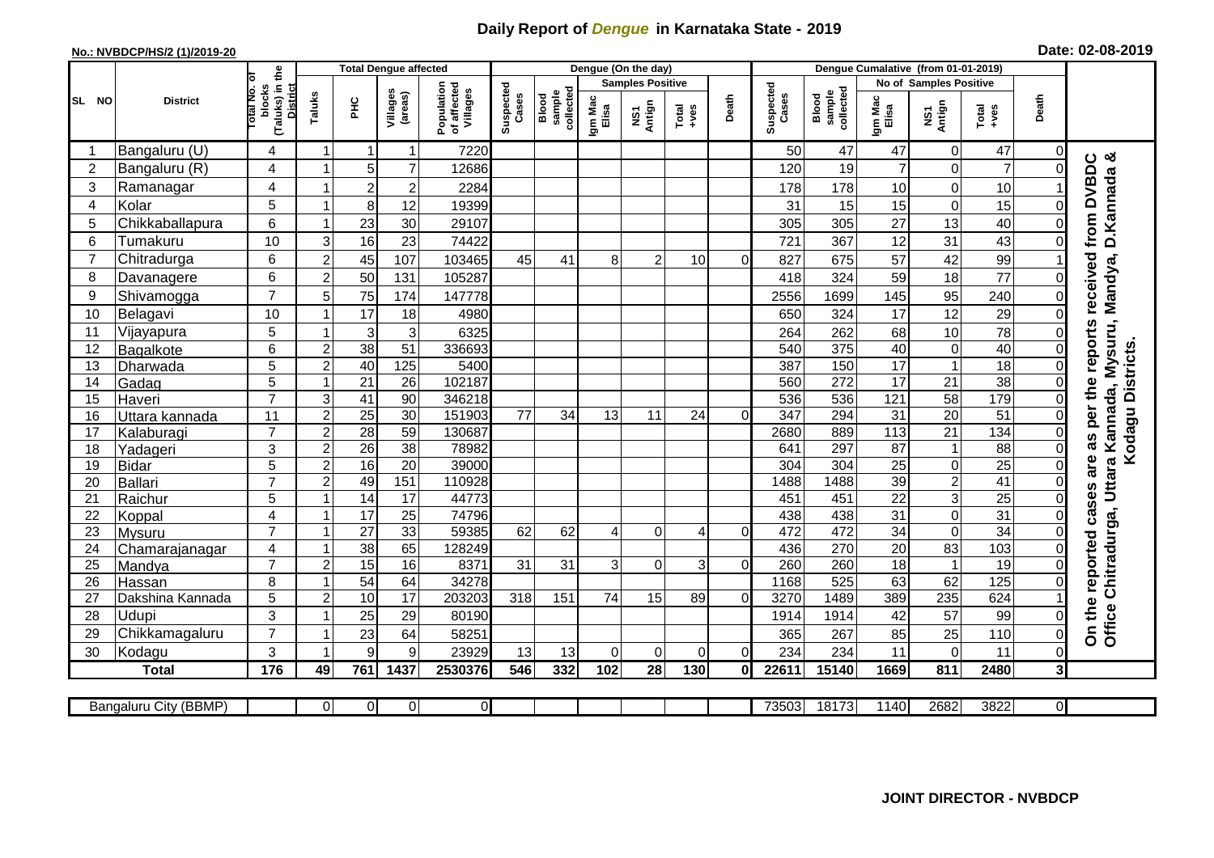# Daily Report of *Dengue* in Karnataka State - 2019

**No.: NVBDCP/HS/2 (1)/2019-20** **Date: 02-08-2019**

| SL NO | District | Total No. of blocks (Taluks) in the District | Total Dengue affected | | | | Dengue (On the day) | | | | | | | Dengue Cumalative (from 01-01-2019) | | | | | | | |
|---|---|---|---|---|---|---|---|---|---|---|---|---|---|---|---|---|---|---|---|---|
| | | | Taluks | PHC | Villages (areas) | Population of affected Villages | Suspected Cases | Blood sample collected | Samples Positive | | | Death | Suspected Cases | Blood sample collected | No of Samples Positive | | | Death | |
| | | | | | | | | | Igm Mac Elisa | NS1 Antign | Total +ves | | | | Igm Mac Elisa | NS1 Antign | Total +ves | | |
| 1 | Bangaluru (U) | 4 | 1 | 1 | 1 | 7220 | | | | | | | 50 | 47 | 47 | 0 | 47 | 0 | On the reported cases are as per the reports received from DVBDC Office Chitradurga, Uttara Kannada, Mysuru, Mandya, D.Kannada & Kodagu Districts. |
| 2 | Bangaluru (R) | 4 | 1 | 5 | 7 | 12686 | | | | | | | 120 | 19 | 7 | 0 | 7 | 0 | |
| 3 | Ramanagar | 4 | 1 | 2 | 2 | 2284 | | | | | | | 178 | 178 | 10 | 0 | 10 | 1 | |
| 4 | Kolar | 5 | 1 | 8 | 12 | 19399 | | | | | | | 31 | 15 | 15 | 0 | 15 | 0 | |
| 5 | Chikkaballapura | 6 | 1 | 23 | 30 | 29107 | | | | | | | 305 | 305 | 27 | 13 | 40 | 0 | |
| 6 | Tumakuru | 10 | 3 | 16 | 23 | 74422 | | | | | | | 721 | 367 | 12 | 31 | 43 | 0 | |
| 7 | Chitradurga | 6 | 2 | 45 | 107 | 103465 | 45 | 41 | 8 | 2 | 10 | 0 | 827 | 675 | 57 | 42 | 99 | 1 | |
| 8 | Davanagere | 6 | 2 | 50 | 131 | 105287 | | | | | | | 418 | 324 | 59 | 18 | 77 | 0 | |
| 9 | Shivamogga | 7 | 5 | 75 | 174 | 147778 | | | | | | | 2556 | 1699 | 145 | 95 | 240 | 0 | |
| 10 | Belagavi | 10 | 1 | 17 | 18 | 4980 | | | | | | | 650 | 324 | 17 | 12 | 29 | 0 | |
| 11 | Vijayapura | 5 | 1 | 3 | 3 | 6325 | | | | | | | 264 | 262 | 68 | 10 | 78 | 0 | |
| 12 | Bagalkote | 6 | 2 | 38 | 51 | 336693 | | | | | | | 540 | 375 | 40 | 0 | 40 | 0 | |
| 13 | Dharwada | 5 | 2 | 40 | 125 | 5400 | | | | | | | 387 | 150 | 17 | 1 | 18 | 0 | |
| 14 | Gadag | 5 | 1 | 21 | 26 | 102187 | | | | | | | 560 | 272 | 17 | 21 | 38 | 0 | |
| 15 | Haveri | 7 | 3 | 41 | 90 | 346218 | | | | | | | 536 | 536 | 121 | 58 | 179 | 0 | |
| 16 | Uttara kannada | 11 | 2 | 25 | 30 | 151903 | 77 | 34 | 13 | 11 | 24 | 0 | 347 | 294 | 31 | 20 | 51 | 0 | |
| 17 | Kalaburagi | 7 | 2 | 28 | 59 | 130687 | | | | | | | 2680 | 889 | 113 | 21 | 134 | 0 | |
| 18 | Yadageri | 3 | 2 | 26 | 38 | 78982 | | | | | | | 641 | 297 | 87 | 1 | 88 | 0 | |
| 19 | Bidar | 5 | 2 | 16 | 20 | 39000 | | | | | | | 304 | 304 | 25 | 0 | 25 | 0 | |
| 20 | Ballari | 7 | 2 | 49 | 151 | 110928 | | | | | | | 1488 | 1488 | 39 | 2 | 41 | 0 | |
| 21 | Raichur | 5 | 1 | 14 | 17 | 44773 | | | | | | | 451 | 451 | 22 | 3 | 25 | 0 | |
| 22 | Koppal | 4 | 1 | 17 | 25 | 74796 | | | | | | | 438 | 438 | 31 | 0 | 31 | 0 | |
| 23 | Mysuru | 7 | 1 | 27 | 33 | 59385 | 62 | 62 | 4 | 0 | 4 | 0 | 472 | 472 | 34 | 0 | 34 | 0 | |
| 24 | Chamarajanagar | 4 | 1 | 38 | 65 | 128249 | | | | | | | 436 | 270 | 20 | 83 | 103 | 0 | |
| 25 | Mandya | 7 | 2 | 15 | 16 | 8371 | 31 | 31 | 3 | 0 | 3 | 0 | 260 | 260 | 18 | 1 | 19 | 0 | |
| 26 | Hassan | 8 | 1 | 54 | 64 | 34278 | | | | | | | 1168 | 525 | 63 | 62 | 125 | 0 | |
| 27 | Dakshina Kannada | 5 | 2 | 10 | 17 | 203203 | 318 | 151 | 74 | 15 | 89 | 0 | 3270 | 1489 | 389 | 235 | 624 | 1 | |
| 28 | Udupi | 3 | 1 | 25 | 29 | 80190 | | | | | | | 1914 | 1914 | 42 | 57 | 99 | 0 | |
| 29 | Chikkamagaluru | 7 | 1 | 23 | 64 | 58251 | | | | | | | 365 | 267 | 85 | 25 | 110 | 0 | |
| 30 | Kodagu | 3 | 1 | 9 | 9 | 23929 | 13 | 13 | 0 | 0 | 0 | 0 | 234 | 234 | 11 | 0 | 11 | 0 | |
| | **Total** | **176** | **49** | **761** | **1437** | **2530376** | **546** | **332** | **102** | **28** | **130** | **0** | **22611** | **15140** | **1669** | **811** | **2480** | **3** | |

| Bangaluru City (BBMP) | | 0 | 0 | 0 | 0 | | | | | | | 73503 | 18173 | 1140 | 2682 | 3822 | 0 |
|---|---|---|---|---|---|---|---|---|---|---|---|---|---|---|---|---|---|

**JOINT DIRECTOR - NVBDCP**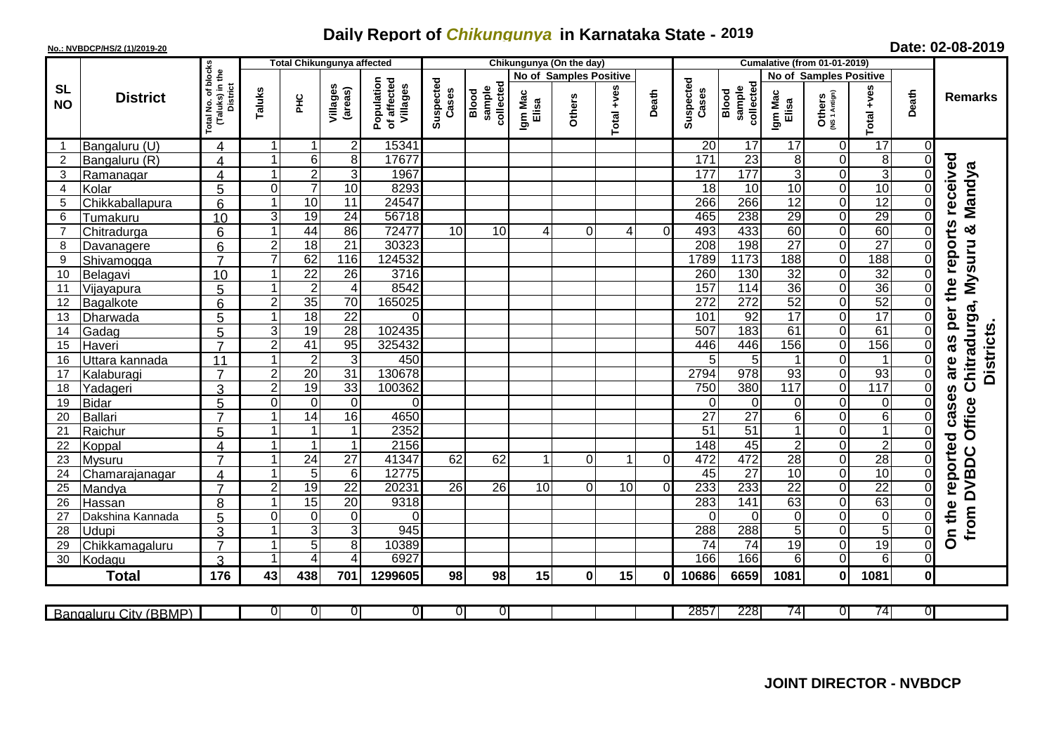# Daily Report of *Chikungunya* in Karnataka State - 2019

**No.: NVBDCP/HS/2 (1)/2019-20**

**Date: 02-08-2019**

| SL NO | District | Total No. of blocks (Taluks) in the District | Total Chikungunya affected | | | | Chikungunya (On the day) | | | | | | | Cumalative (from 01-01-2019) | | | | | | | Remarks |
|---|---|---|---|---|---|---|---|---|---|---|---|---|---|---|---|---|---|---|---|---|---|
| | | | | | | | | | No of Samples Positive | | | | | | | No of Samples Positive | | | | | |
| | | | Taluks | PHC | Villages (areas) | Population of affected Villages | Suspected Cases | Blood sample collected | Igm Mac Elisa | Others | Total +ves | Death | Suspected Cases | Blood sample collected | Igm Mac Elisa | Others (NS 1 Antign) | Total +ves | Death | |
| 1 | Bangaluru (U) | 4 | 1 | 1 | 2 | 15341 | | | | | | | 20 | 17 | 17 | 0 | 17 | 0 | On the reported cases are as per the reports received from DVBDC Office Chitradurga, Mysuru & Mandya Districts. |
| 2 | Bangaluru (R) | 4 | 1 | 6 | 8 | 17677 | | | | | | | 171 | 23 | 8 | 0 | 8 | 0 | |
| 3 | Ramanagar | 4 | 1 | 2 | 3 | 1967 | | | | | | | 177 | 177 | 3 | 0 | 3 | 0 | |
| 4 | Kolar | 5 | 0 | 7 | 10 | 8293 | | | | | | | 18 | 10 | 10 | 0 | 10 | 0 | |
| 5 | Chikkaballapura | 6 | 1 | 10 | 11 | 24547 | | | | | | | 266 | 266 | 12 | 0 | 12 | 0 | |
| 6 | Tumakuru | 10 | 3 | 19 | 24 | 56718 | | | | | | | 465 | 238 | 29 | 0 | 29 | 0 | |
| 7 | Chitradurga | 6 | 1 | 44 | 86 | 72477 | 10 | 10 | 4 | 0 | 4 | 0 | 493 | 433 | 60 | 0 | 60 | 0 | |
| 8 | Davanagere | 6 | 2 | 18 | 21 | 30323 | | | | | | | 208 | 198 | 27 | 0 | 27 | 0 | |
| 9 | Shivamogga | 7 | 7 | 62 | 116 | 124532 | | | | | | | 1789 | 1173 | 188 | 0 | 188 | 0 | |
| 10 | Belagavi | 10 | 1 | 22 | 26 | 3716 | | | | | | | 260 | 130 | 32 | 0 | 32 | 0 | |
| 11 | Vijayapura | 5 | 1 | 2 | 4 | 8542 | | | | | | | 157 | 114 | 36 | 0 | 36 | 0 | |
| 12 | Bagalkote | 6 | 2 | 35 | 70 | 165025 | | | | | | | 272 | 272 | 52 | 0 | 52 | 0 | |
| 13 | Dharwada | 5 | 1 | 18 | 22 | 0 | | | | | | | 101 | 92 | 17 | 0 | 17 | 0 | |
| 14 | Gadag | 5 | 3 | 19 | 28 | 102435 | | | | | | | 507 | 183 | 61 | 0 | 61 | 0 | |
| 15 | Haveri | 7 | 2 | 41 | 95 | 325432 | | | | | | | 446 | 446 | 156 | 0 | 156 | 0 | |
| 16 | Uttara kannada | 11 | 1 | 2 | 3 | 450 | | | | | | | 5 | 5 | 1 | 0 | 1 | 0 | |
| 17 | Kalaburagi | 7 | 2 | 20 | 31 | 130678 | | | | | | | 2794 | 978 | 93 | 0 | 93 | 0 | |
| 18 | Yadageri | 3 | 2 | 19 | 33 | 100362 | | | | | | | 750 | 380 | 117 | 0 | 117 | 0 | |
| 19 | Bidar | 5 | 0 | 0 | 0 | 0 | | | | | | | 0 | 0 | 0 | 0 | 0 | 0 | |
| 20 | Ballari | 7 | 1 | 14 | 16 | 4650 | | | | | | | 27 | 27 | 6 | 0 | 6 | 0 | |
| 21 | Raichur | 5 | 1 | 1 | 1 | 2352 | | | | | | | 51 | 51 | 1 | 0 | 1 | 0 | |
| 22 | Koppal | 4 | 1 | 1 | 1 | 2156 | | | | | | | 148 | 45 | 2 | 0 | 2 | 0 | |
| 23 | Mysuru | 7 | 1 | 24 | 27 | 41347 | 62 | 62 | 1 | 0 | 1 | 0 | 472 | 472 | 28 | 0 | 28 | 0 | |
| 24 | Chamarajanagar | 4 | 1 | 5 | 6 | 12775 | | | | | | | 45 | 27 | 10 | 0 | 10 | 0 | |
| 25 | Mandya | 7 | 2 | 19 | 22 | 20231 | 26 | 26 | 10 | 0 | 10 | 0 | 233 | 233 | 22 | 0 | 22 | 0 | |
| 26 | Hassan | 8 | 1 | 15 | 20 | 9318 | | | | | | | 283 | 141 | 63 | 0 | 63 | 0 | |
| 27 | Dakshina Kannada | 5 | 0 | 0 | 0 | 0 | | | | | | | 0 | 0 | 0 | 0 | 0 | 0 | |
| 28 | Udupi | 3 | 1 | 3 | 3 | 945 | | | | | | | 288 | 288 | 5 | 0 | 5 | 0 | |
| 29 | Chikkamagaluru | 7 | 1 | 5 | 8 | 10389 | | | | | | | 74 | 74 | 19 | 0 | 19 | 0 | |
| 30 | Kodagu | 3 | 1 | 4 | 4 | 6927 | | | | | | | 166 | 166 | 6 | 0 | 6 | 0 | |
| | **Total** | **176** | **43** | **438** | **701** | **1299605** | **98** | **98** | **15** | **0** | **15** | **0** | **10686** | **6659** | **1081** | **0** | **1081** | **0** | |

| | | | | | | | | | | | | | | | | | | |
|---|---|---|---|---|---|---|---|---|---|---|---|---|---|---|---|---|---|---|
| Bangaluru City (BBMP) | | 0 | 0 | 0 | 0 | 0 | 0 | | | | | 2857 | 228 | 74 | 0 | 74 | 0 | |

**JOINT DIRECTOR - NVBDCP**